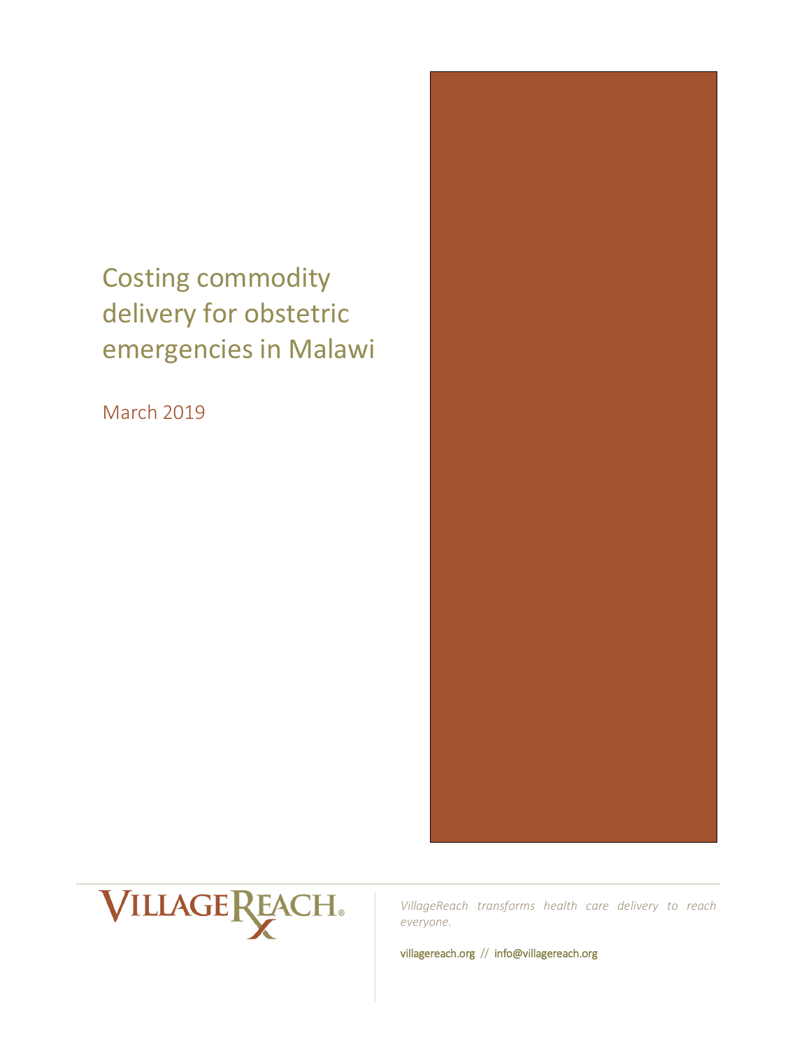# Costing commodity delivery for obstetric emergencies in Malawi

March 2019

VILLAGEREACH

*VillageReach transforms health care delivery to reach everyone.*

villagereach.org // info@villagereach.org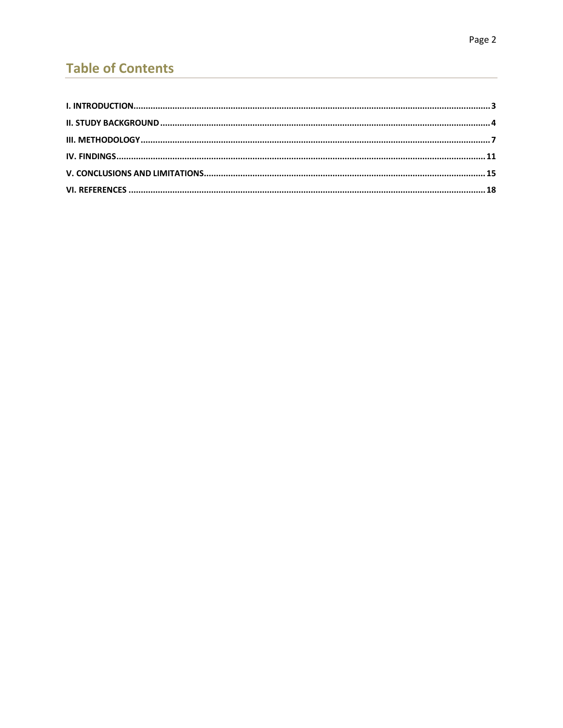# Table of Contents

**I. INTRODUCTION** .......... **3**

**II. STUDY BACKGROUND** .......... **4**

**III. METHODOLOGY** .......... **7**

**IV. FINDINGS** .......... **11**

**V. CONCLUSIONS AND LIMITATIONS** .......... **15**

**VI. REFERENCES** .......... **18**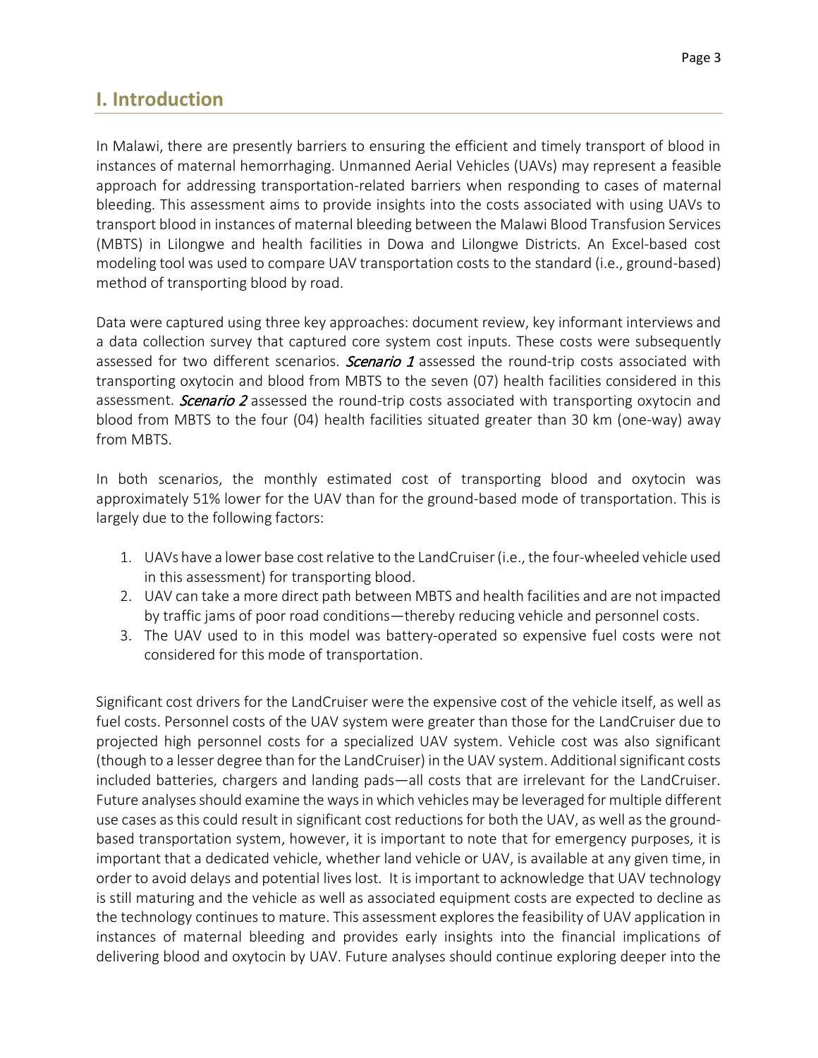## I. Introduction

In Malawi, there are presently barriers to ensuring the efficient and timely transport of blood in instances of maternal hemorrhaging. Unmanned Aerial Vehicles (UAVs) may represent a feasible approach for addressing transportation-related barriers when responding to cases of maternal bleeding. This assessment aims to provide insights into the costs associated with using UAVs to transport blood in instances of maternal bleeding between the Malawi Blood Transfusion Services (MBTS) in Lilongwe and health facilities in Dowa and Lilongwe Districts. An Excel-based cost modeling tool was used to compare UAV transportation costs to the standard (i.e., ground-based) method of transporting blood by road.

Data were captured using three key approaches: document review, key informant interviews and a data collection survey that captured core system cost inputs. These costs were subsequently assessed for two different scenarios. ***Scenario 1*** assessed the round-trip costs associated with transporting oxytocin and blood from MBTS to the seven (07) health facilities considered in this assessment. ***Scenario 2*** assessed the round-trip costs associated with transporting oxytocin and blood from MBTS to the four (04) health facilities situated greater than 30 km (one-way) away from MBTS.

In both scenarios, the monthly estimated cost of transporting blood and oxytocin was approximately 51% lower for the UAV than for the ground-based mode of transportation. This is largely due to the following factors:

1. UAVs have a lower base cost relative to the LandCruiser (i.e., the four-wheeled vehicle used in this assessment) for transporting blood.
2. UAV can take a more direct path between MBTS and health facilities and are not impacted by traffic jams of poor road conditions—thereby reducing vehicle and personnel costs.
3. The UAV used to in this model was battery-operated so expensive fuel costs were not considered for this mode of transportation.

Significant cost drivers for the LandCruiser were the expensive cost of the vehicle itself, as well as fuel costs. Personnel costs of the UAV system were greater than those for the LandCruiser due to projected high personnel costs for a specialized UAV system. Vehicle cost was also significant (though to a lesser degree than for the LandCruiser) in the UAV system. Additional significant costs included batteries, chargers and landing pads—all costs that are irrelevant for the LandCruiser. Future analyses should examine the ways in which vehicles may be leveraged for multiple different use cases as this could result in significant cost reductions for both the UAV, as well as the ground-based transportation system, however, it is important to note that for emergency purposes, it is important that a dedicated vehicle, whether land vehicle or UAV, is available at any given time, in order to avoid delays and potential lives lost. It is important to acknowledge that UAV technology is still maturing and the vehicle as well as associated equipment costs are expected to decline as the technology continues to mature. This assessment explores the feasibility of UAV application in instances of maternal bleeding and provides early insights into the financial implications of delivering blood and oxytocin by UAV. Future analyses should continue exploring deeper into the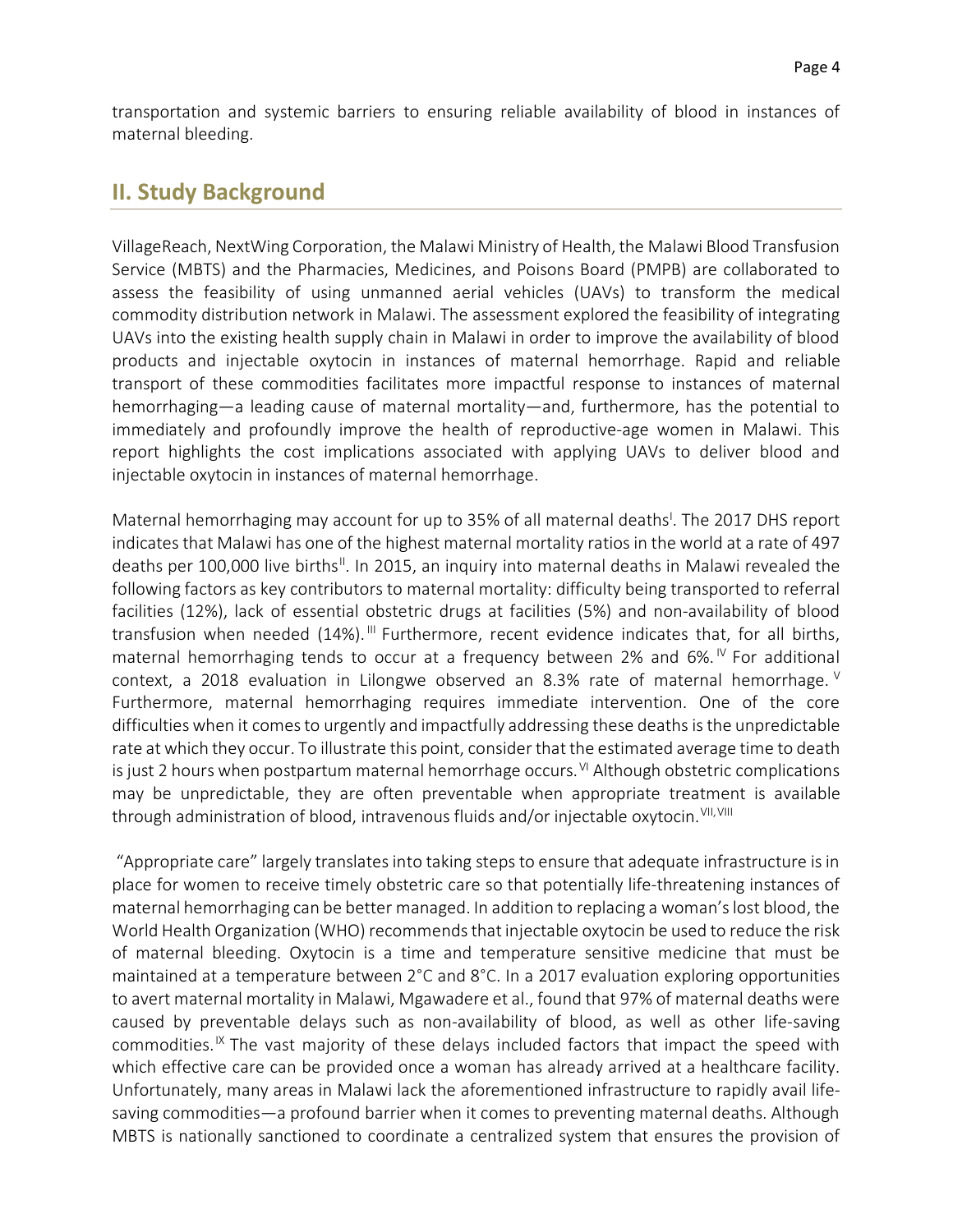transportation and systemic barriers to ensuring reliable availability of blood in instances of maternal bleeding.

## II. Study Background

VillageReach, NextWing Corporation, the Malawi Ministry of Health, the Malawi Blood Transfusion Service (MBTS) and the Pharmacies, Medicines, and Poisons Board (PMPB) are collaborated to assess the feasibility of using unmanned aerial vehicles (UAVs) to transform the medical commodity distribution network in Malawi. The assessment explored the feasibility of integrating UAVs into the existing health supply chain in Malawi in order to improve the availability of blood products and injectable oxytocin in instances of maternal hemorrhage. Rapid and reliable transport of these commodities facilitates more impactful response to instances of maternal hemorrhaging—a leading cause of maternal mortality—and, furthermore, has the potential to immediately and profoundly improve the health of reproductive-age women in Malawi. This report highlights the cost implications associated with applying UAVs to deliver blood and injectable oxytocin in instances of maternal hemorrhage.

Maternal hemorrhaging may account for up to 35% of all maternal deaths[I]. The 2017 DHS report indicates that Malawi has one of the highest maternal mortality ratios in the world at a rate of 497 deaths per 100,000 live births[II]. In 2015, an inquiry into maternal deaths in Malawi revealed the following factors as key contributors to maternal mortality: difficulty being transported to referral facilities (12%), lack of essential obstetric drugs at facilities (5%) and non-availability of blood transfusion when needed (14%).[III] Furthermore, recent evidence indicates that, for all births, maternal hemorrhaging tends to occur at a frequency between 2% and 6%.[IV] For additional context, a 2018 evaluation in Lilongwe observed an 8.3% rate of maternal hemorrhage.[V] Furthermore, maternal hemorrhaging requires immediate intervention. One of the core difficulties when it comes to urgently and impactfully addressing these deaths is the unpredictable rate at which they occur. To illustrate this point, consider that the estimated average time to death is just 2 hours when postpartum maternal hemorrhage occurs.[VI] Although obstetric complications may be unpredictable, they are often preventable when appropriate treatment is available through administration of blood, intravenous fluids and/or injectable oxytocin.[VII,VIII]

"Appropriate care" largely translates into taking steps to ensure that adequate infrastructure is in place for women to receive timely obstetric care so that potentially life-threatening instances of maternal hemorrhaging can be better managed. In addition to replacing a woman's lost blood, the World Health Organization (WHO) recommends that injectable oxytocin be used to reduce the risk of maternal bleeding. Oxytocin is a time and temperature sensitive medicine that must be maintained at a temperature between 2°C and 8°C. In a 2017 evaluation exploring opportunities to avert maternal mortality in Malawi, Mgawadere et al., found that 97% of maternal deaths were caused by preventable delays such as non-availability of blood, as well as other life-saving commodities.[IX] The vast majority of these delays included factors that impact the speed with which effective care can be provided once a woman has already arrived at a healthcare facility. Unfortunately, many areas in Malawi lack the aforementioned infrastructure to rapidly avail life-saving commodities—a profound barrier when it comes to preventing maternal deaths. Although MBTS is nationally sanctioned to coordinate a centralized system that ensures the provision of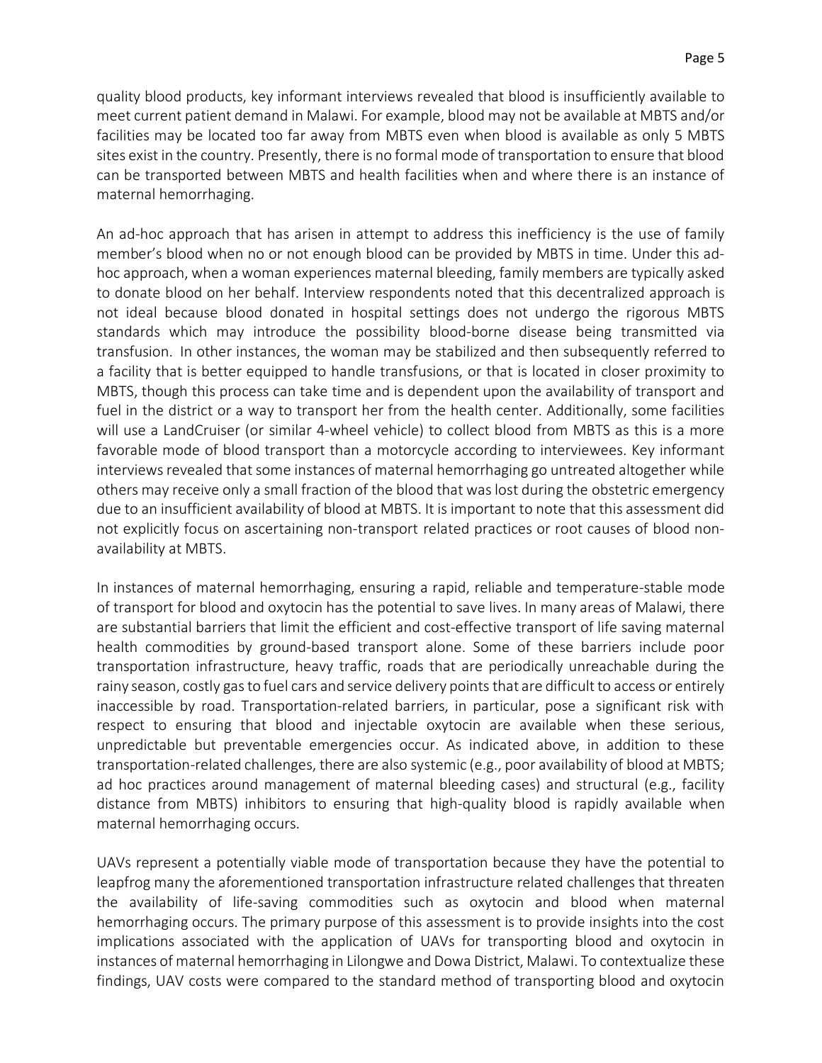quality blood products, key informant interviews revealed that blood is insufficiently available to meet current patient demand in Malawi. For example, blood may not be available at MBTS and/or facilities may be located too far away from MBTS even when blood is available as only 5 MBTS sites exist in the country. Presently, there is no formal mode of transportation to ensure that blood can be transported between MBTS and health facilities when and where there is an instance of maternal hemorrhaging.

An ad-hoc approach that has arisen in attempt to address this inefficiency is the use of family member's blood when no or not enough blood can be provided by MBTS in time. Under this ad-hoc approach, when a woman experiences maternal bleeding, family members are typically asked to donate blood on her behalf. Interview respondents noted that this decentralized approach is not ideal because blood donated in hospital settings does not undergo the rigorous MBTS standards which may introduce the possibility blood-borne disease being transmitted via transfusion. In other instances, the woman may be stabilized and then subsequently referred to a facility that is better equipped to handle transfusions, or that is located in closer proximity to MBTS, though this process can take time and is dependent upon the availability of transport and fuel in the district or a way to transport her from the health center. Additionally, some facilities will use a LandCruiser (or similar 4-wheel vehicle) to collect blood from MBTS as this is a more favorable mode of blood transport than a motorcycle according to interviewees. Key informant interviews revealed that some instances of maternal hemorrhaging go untreated altogether while others may receive only a small fraction of the blood that was lost during the obstetric emergency due to an insufficient availability of blood at MBTS. It is important to note that this assessment did not explicitly focus on ascertaining non-transport related practices or root causes of blood non-availability at MBTS.

In instances of maternal hemorrhaging, ensuring a rapid, reliable and temperature-stable mode of transport for blood and oxytocin has the potential to save lives. In many areas of Malawi, there are substantial barriers that limit the efficient and cost-effective transport of life saving maternal health commodities by ground-based transport alone. Some of these barriers include poor transportation infrastructure, heavy traffic, roads that are periodically unreachable during the rainy season, costly gas to fuel cars and service delivery points that are difficult to access or entirely inaccessible by road. Transportation-related barriers, in particular, pose a significant risk with respect to ensuring that blood and injectable oxytocin are available when these serious, unpredictable but preventable emergencies occur. As indicated above, in addition to these transportation-related challenges, there are also systemic (e.g., poor availability of blood at MBTS; ad hoc practices around management of maternal bleeding cases) and structural (e.g., facility distance from MBTS) inhibitors to ensuring that high-quality blood is rapidly available when maternal hemorrhaging occurs.

UAVs represent a potentially viable mode of transportation because they have the potential to leapfrog many the aforementioned transportation infrastructure related challenges that threaten the availability of life-saving commodities such as oxytocin and blood when maternal hemorrhaging occurs. The primary purpose of this assessment is to provide insights into the cost implications associated with the application of UAVs for transporting blood and oxytocin in instances of maternal hemorrhaging in Lilongwe and Dowa District, Malawi. To contextualize these findings, UAV costs were compared to the standard method of transporting blood and oxytocin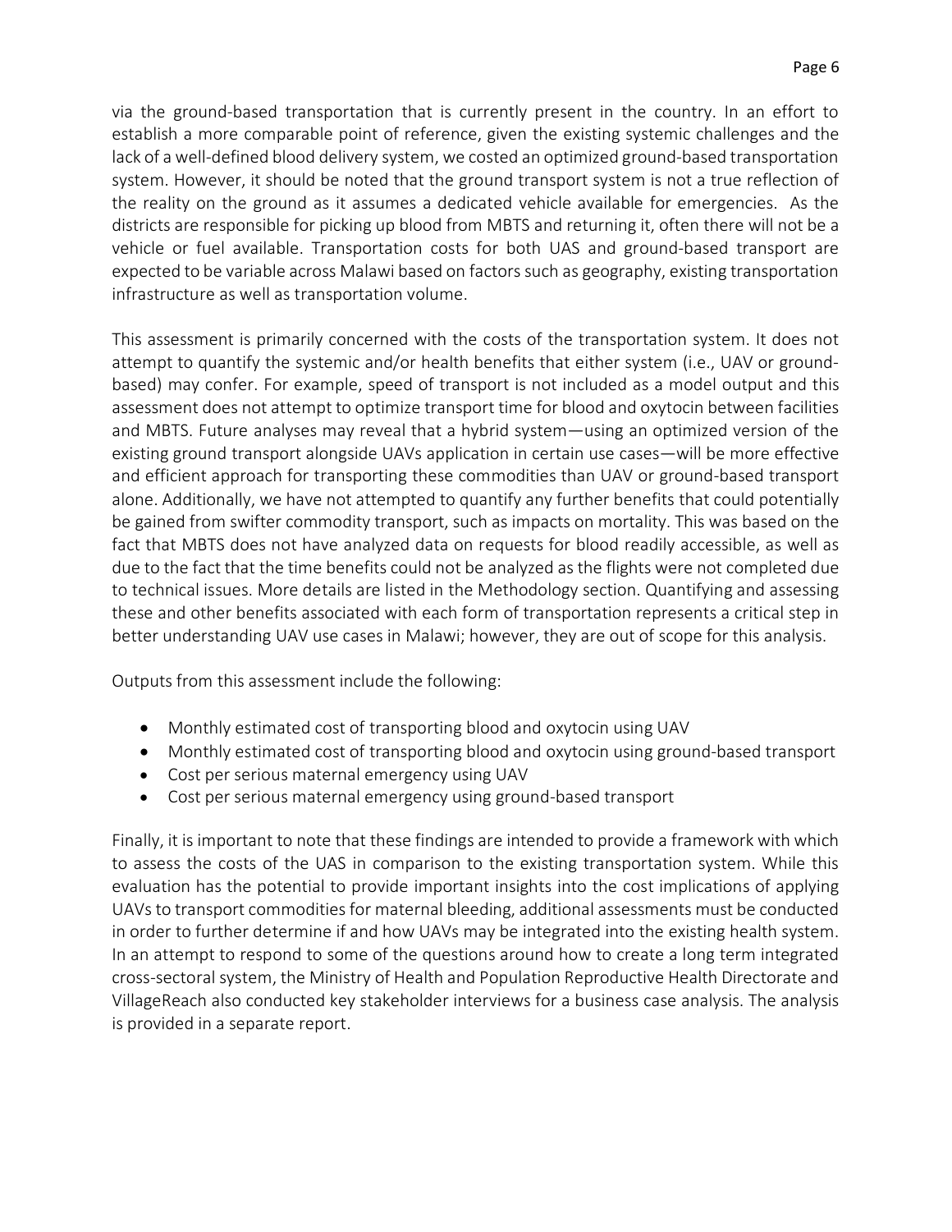via the ground-based transportation that is currently present in the country. In an effort to establish a more comparable point of reference, given the existing systemic challenges and the lack of a well-defined blood delivery system, we costed an optimized ground-based transportation system. However, it should be noted that the ground transport system is not a true reflection of the reality on the ground as it assumes a dedicated vehicle available for emergencies. As the districts are responsible for picking up blood from MBTS and returning it, often there will not be a vehicle or fuel available. Transportation costs for both UAS and ground-based transport are expected to be variable across Malawi based on factors such as geography, existing transportation infrastructure as well as transportation volume.

This assessment is primarily concerned with the costs of the transportation system. It does not attempt to quantify the systemic and/or health benefits that either system (i.e., UAV or ground-based) may confer. For example, speed of transport is not included as a model output and this assessment does not attempt to optimize transport time for blood and oxytocin between facilities and MBTS. Future analyses may reveal that a hybrid system—using an optimized version of the existing ground transport alongside UAVs application in certain use cases—will be more effective and efficient approach for transporting these commodities than UAV or ground-based transport alone. Additionally, we have not attempted to quantify any further benefits that could potentially be gained from swifter commodity transport, such as impacts on mortality. This was based on the fact that MBTS does not have analyzed data on requests for blood readily accessible, as well as due to the fact that the time benefits could not be analyzed as the flights were not completed due to technical issues. More details are listed in the Methodology section. Quantifying and assessing these and other benefits associated with each form of transportation represents a critical step in better understanding UAV use cases in Malawi; however, they are out of scope for this analysis.

Outputs from this assessment include the following:

- Monthly estimated cost of transporting blood and oxytocin using UAV
- Monthly estimated cost of transporting blood and oxytocin using ground-based transport
- Cost per serious maternal emergency using UAV
- Cost per serious maternal emergency using ground-based transport

Finally, it is important to note that these findings are intended to provide a framework with which to assess the costs of the UAS in comparison to the existing transportation system. While this evaluation has the potential to provide important insights into the cost implications of applying UAVs to transport commodities for maternal bleeding, additional assessments must be conducted in order to further determine if and how UAVs may be integrated into the existing health system. In an attempt to respond to some of the questions around how to create a long term integrated cross-sectoral system, the Ministry of Health and Population Reproductive Health Directorate and VillageReach also conducted key stakeholder interviews for a business case analysis. The analysis is provided in a separate report.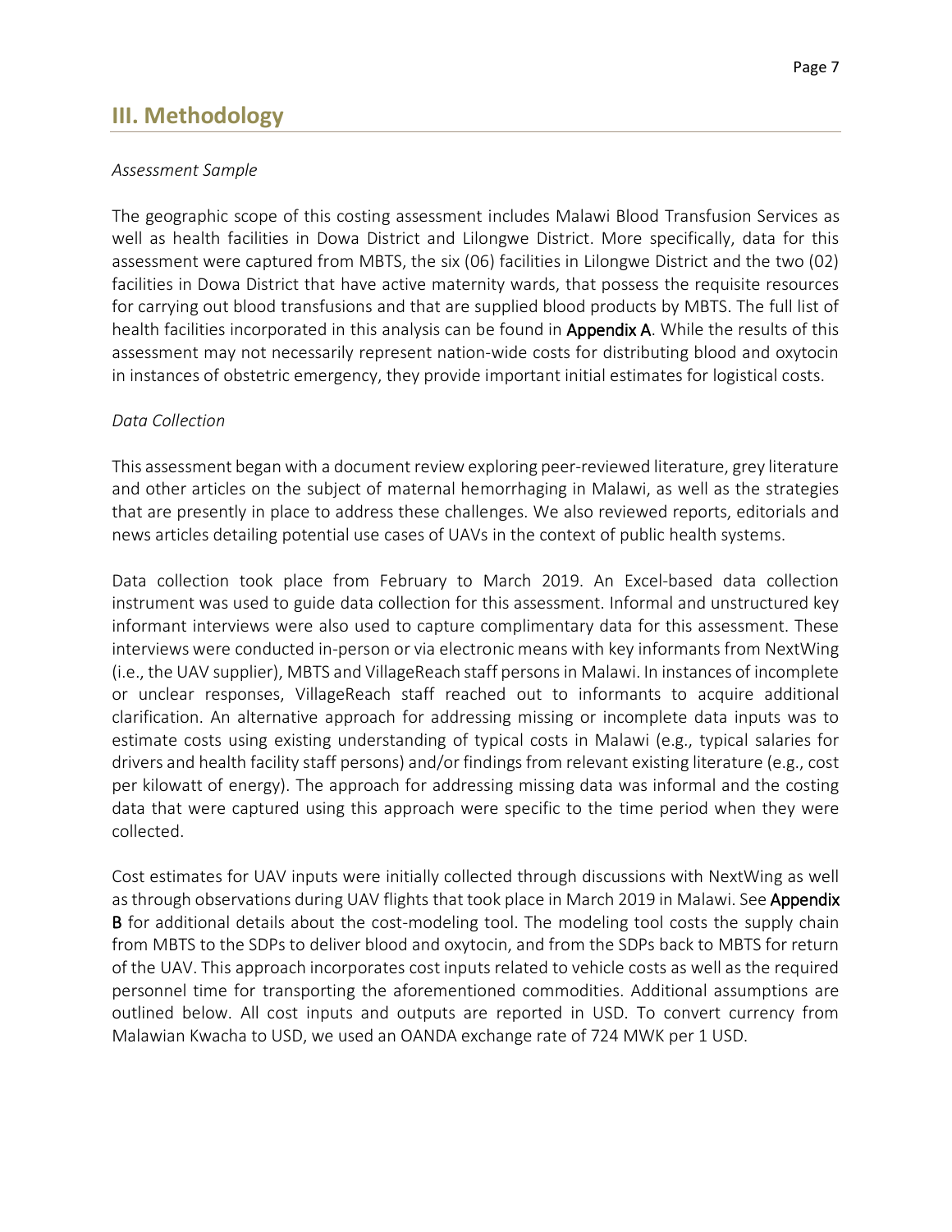## III. Methodology

*Assessment Sample*

The geographic scope of this costing assessment includes Malawi Blood Transfusion Services as well as health facilities in Dowa District and Lilongwe District. More specifically, data for this assessment were captured from MBTS, the six (06) facilities in Lilongwe District and the two (02) facilities in Dowa District that have active maternity wards, that possess the requisite resources for carrying out blood transfusions and that are supplied blood products by MBTS. The full list of health facilities incorporated in this analysis can be found in **Appendix A**. While the results of this assessment may not necessarily represent nation-wide costs for distributing blood and oxytocin in instances of obstetric emergency, they provide important initial estimates for logistical costs.

*Data Collection*

This assessment began with a document review exploring peer-reviewed literature, grey literature and other articles on the subject of maternal hemorrhaging in Malawi, as well as the strategies that are presently in place to address these challenges. We also reviewed reports, editorials and news articles detailing potential use cases of UAVs in the context of public health systems.

Data collection took place from February to March 2019. An Excel-based data collection instrument was used to guide data collection for this assessment. Informal and unstructured key informant interviews were also used to capture complimentary data for this assessment. These interviews were conducted in-person or via electronic means with key informants from NextWing (i.e., the UAV supplier), MBTS and VillageReach staff persons in Malawi. In instances of incomplete or unclear responses, VillageReach staff reached out to informants to acquire additional clarification. An alternative approach for addressing missing or incomplete data inputs was to estimate costs using existing understanding of typical costs in Malawi (e.g., typical salaries for drivers and health facility staff persons) and/or findings from relevant existing literature (e.g., cost per kilowatt of energy). The approach for addressing missing data was informal and the costing data that were captured using this approach were specific to the time period when they were collected.

Cost estimates for UAV inputs were initially collected through discussions with NextWing as well as through observations during UAV flights that took place in March 2019 in Malawi. See **Appendix B** for additional details about the cost-modeling tool. The modeling tool costs the supply chain from MBTS to the SDPs to deliver blood and oxytocin, and from the SDPs back to MBTS for return of the UAV. This approach incorporates cost inputs related to vehicle costs as well as the required personnel time for transporting the aforementioned commodities. Additional assumptions are outlined below. All cost inputs and outputs are reported in USD. To convert currency from Malawian Kwacha to USD, we used an OANDA exchange rate of 724 MWK per 1 USD.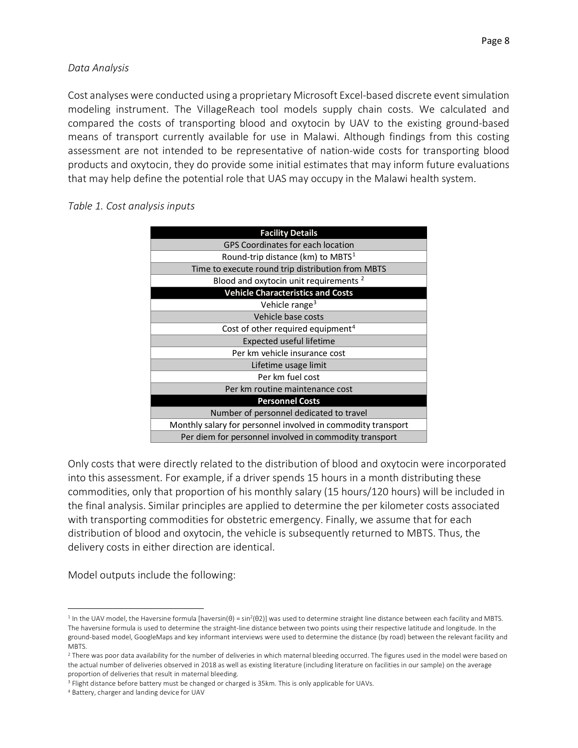*Data Analysis*

Cost analyses were conducted using a proprietary Microsoft Excel-based discrete event simulation modeling instrument. The VillageReach tool models supply chain costs. We calculated and compared the costs of transporting blood and oxytocin by UAV to the existing ground-based means of transport currently available for use in Malawi. Although findings from this costing assessment are not intended to be representative of nation-wide costs for transporting blood products and oxytocin, they do provide some initial estimates that may inform future evaluations that may help define the potential role that UAS may occupy in the Malawi health system.

*Table 1. Cost analysis inputs*

| **Facility Details** |
|---|
| GPS Coordinates for each location |
| Round-trip distance (km) to MBTS[1] |
| Time to execute round trip distribution from MBTS |
| Blood and oxytocin unit requirements [2] |
| **Vehicle Characteristics and Costs** |
| Vehicle range[3] |
| Vehicle base costs |
| Cost of other required equipment[4] |
| Expected useful lifetime |
| Per km vehicle insurance cost |
| Lifetime usage limit |
| Per km fuel cost |
| Per km routine maintenance cost |
| **Personnel Costs** |
| Number of personnel dedicated to travel |
| Monthly salary for personnel involved in commodity transport |
| Per diem for personnel involved in commodity transport |

Only costs that were directly related to the distribution of blood and oxytocin were incorporated into this assessment. For example, if a driver spends 15 hours in a month distributing these commodities, only that proportion of his monthly salary (15 hours/120 hours) will be included in the final analysis. Similar principles are applied to determine the per kilometer costs associated with transporting commodities for obstetric emergency. Finally, we assume that for each distribution of blood and oxytocin, the vehicle is subsequently returned to MBTS. Thus, the delivery costs in either direction are identical.

Model outputs include the following:

---

[1] In the UAV model, the Haversine formula [haversin(θ) = $\sin^2(\theta 2)$] was used to determine straight line distance between each facility and MBTS. The haversine formula is used to determine the straight-line distance between two points using their respective latitude and longitude. In the ground-based model, GoogleMaps and key informant interviews were used to determine the distance (by road) between the relevant facility and MBTS.

[2] There was poor data availability for the number of deliveries in which maternal bleeding occurred. The figures used in the model were based on the actual number of deliveries observed in 2018 as well as existing literature (including literature on facilities in our sample) on the average proportion of deliveries that result in maternal bleeding.

[3] Flight distance before battery must be changed or charged is 35km. This is only applicable for UAVs.

[4] Battery, charger and landing device for UAV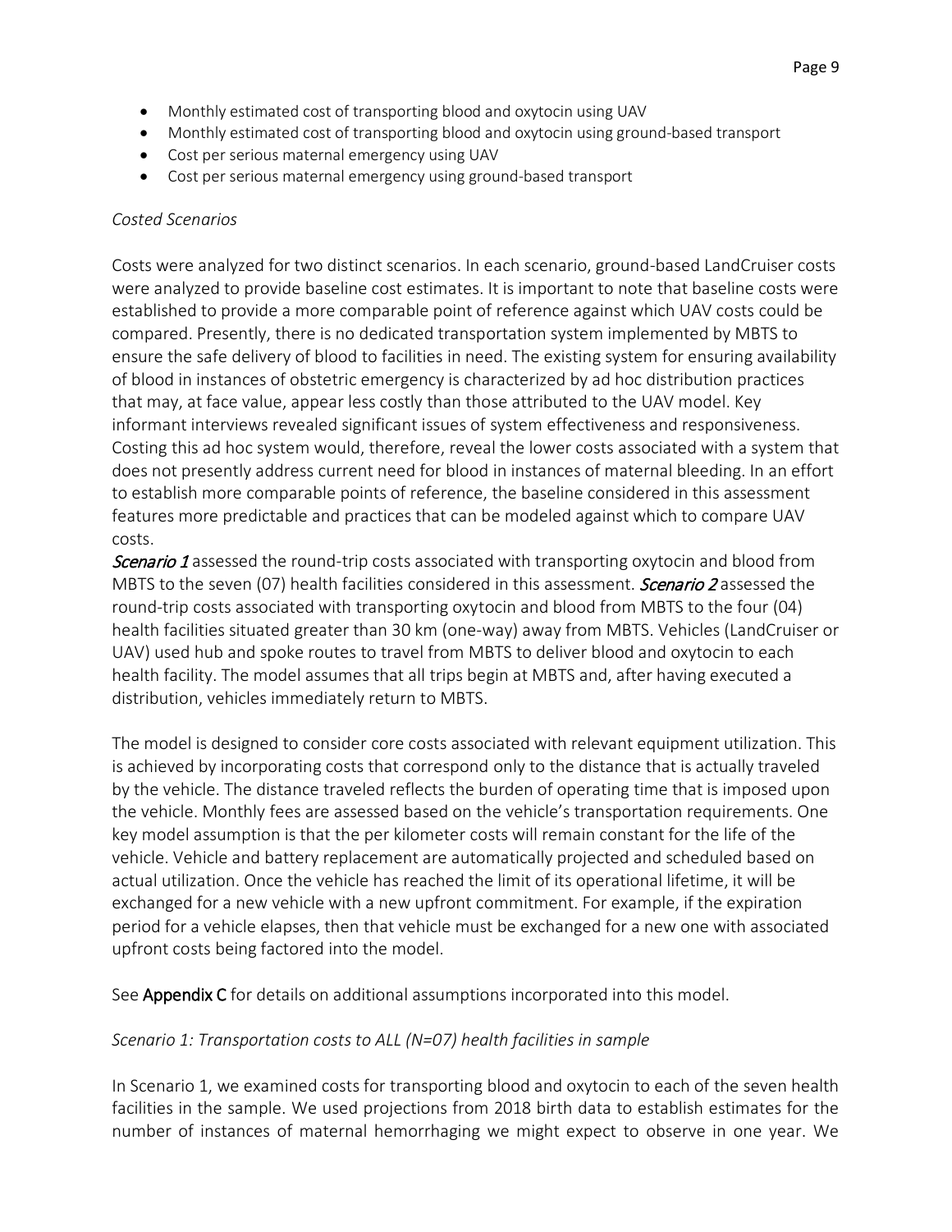- Monthly estimated cost of transporting blood and oxytocin using UAV
- Monthly estimated cost of transporting blood and oxytocin using ground-based transport
- Cost per serious maternal emergency using UAV
- Cost per serious maternal emergency using ground-based transport

*Costed Scenarios*

Costs were analyzed for two distinct scenarios. In each scenario, ground-based LandCruiser costs were analyzed to provide baseline cost estimates. It is important to note that baseline costs were established to provide a more comparable point of reference against which UAV costs could be compared. Presently, there is no dedicated transportation system implemented by MBTS to ensure the safe delivery of blood to facilities in need. The existing system for ensuring availability of blood in instances of obstetric emergency is characterized by ad hoc distribution practices that may, at face value, appear less costly than those attributed to the UAV model. Key informant interviews revealed significant issues of system effectiveness and responsiveness. Costing this ad hoc system would, therefore, reveal the lower costs associated with a system that does not presently address current need for blood in instances of maternal bleeding. In an effort to establish more comparable points of reference, the baseline considered in this assessment features more predictable and practices that can be modeled against which to compare UAV costs.

***Scenario 1*** assessed the round-trip costs associated with transporting oxytocin and blood from MBTS to the seven (07) health facilities considered in this assessment. ***Scenario 2*** assessed the round-trip costs associated with transporting oxytocin and blood from MBTS to the four (04) health facilities situated greater than 30 km (one-way) away from MBTS. Vehicles (LandCruiser or UAV) used hub and spoke routes to travel from MBTS to deliver blood and oxytocin to each health facility. The model assumes that all trips begin at MBTS and, after having executed a distribution, vehicles immediately return to MBTS.

The model is designed to consider core costs associated with relevant equipment utilization. This is achieved by incorporating costs that correspond only to the distance that is actually traveled by the vehicle. The distance traveled reflects the burden of operating time that is imposed upon the vehicle. Monthly fees are assessed based on the vehicle's transportation requirements. One key model assumption is that the per kilometer costs will remain constant for the life of the vehicle. Vehicle and battery replacement are automatically projected and scheduled based on actual utilization. Once the vehicle has reached the limit of its operational lifetime, it will be exchanged for a new vehicle with a new upfront commitment. For example, if the expiration period for a vehicle elapses, then that vehicle must be exchanged for a new one with associated upfront costs being factored into the model.

See **Appendix C** for details on additional assumptions incorporated into this model.

*Scenario 1: Transportation costs to ALL (N=07) health facilities in sample*

In Scenario 1, we examined costs for transporting blood and oxytocin to each of the seven health facilities in the sample. We used projections from 2018 birth data to establish estimates for the number of instances of maternal hemorrhaging we might expect to observe in one year. We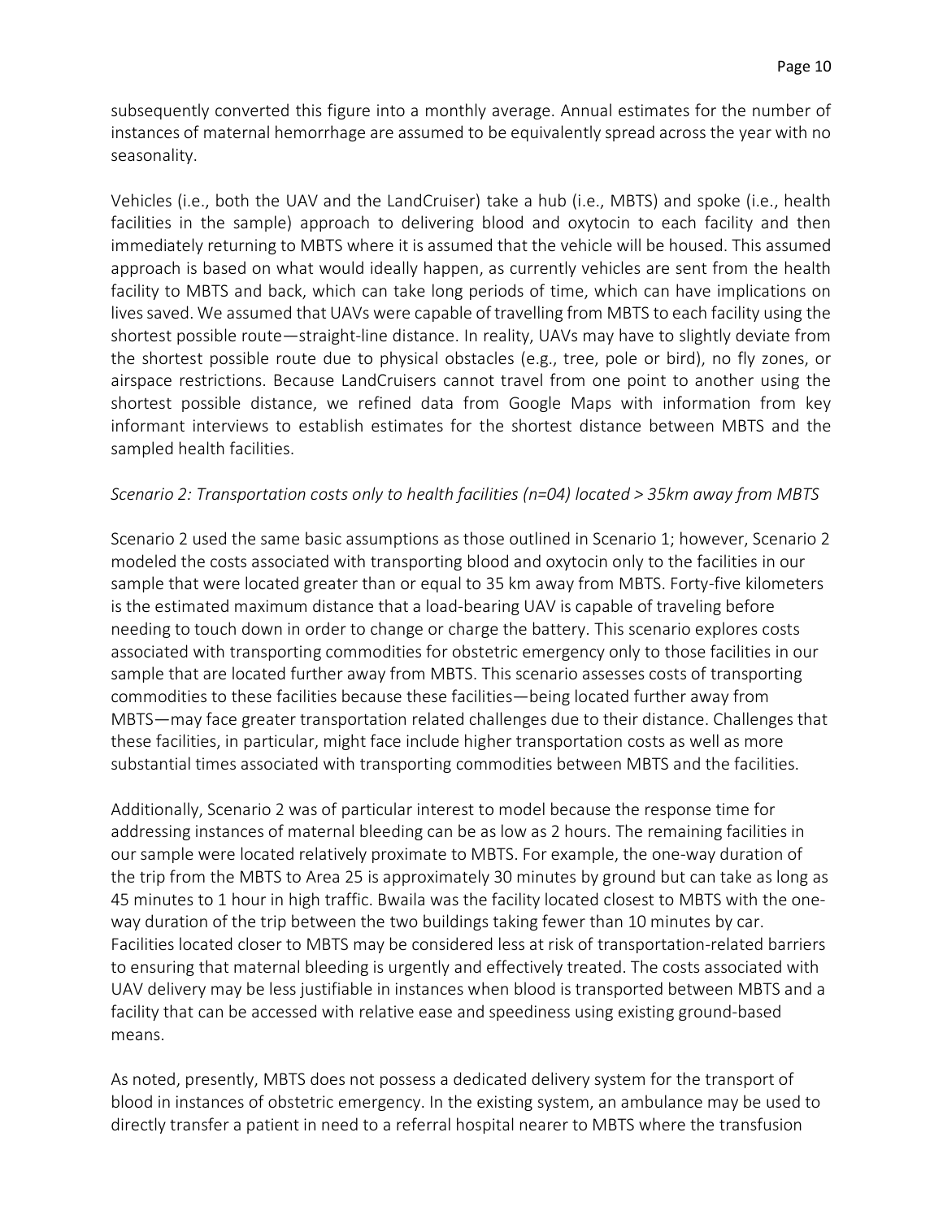subsequently converted this figure into a monthly average. Annual estimates for the number of instances of maternal hemorrhage are assumed to be equivalently spread across the year with no seasonality.

Vehicles (i.e., both the UAV and the LandCruiser) take a hub (i.e., MBTS) and spoke (i.e., health facilities in the sample) approach to delivering blood and oxytocin to each facility and then immediately returning to MBTS where it is assumed that the vehicle will be housed. This assumed approach is based on what would ideally happen, as currently vehicles are sent from the health facility to MBTS and back, which can take long periods of time, which can have implications on lives saved. We assumed that UAVs were capable of travelling from MBTS to each facility using the shortest possible route—straight-line distance. In reality, UAVs may have to slightly deviate from the shortest possible route due to physical obstacles (e.g., tree, pole or bird), no fly zones, or airspace restrictions. Because LandCruisers cannot travel from one point to another using the shortest possible distance, we refined data from Google Maps with information from key informant interviews to establish estimates for the shortest distance between MBTS and the sampled health facilities.

*Scenario 2: Transportation costs only to health facilities (n=04) located > 35km away from MBTS*

Scenario 2 used the same basic assumptions as those outlined in Scenario 1; however, Scenario 2 modeled the costs associated with transporting blood and oxytocin only to the facilities in our sample that were located greater than or equal to 35 km away from MBTS. Forty-five kilometers is the estimated maximum distance that a load-bearing UAV is capable of traveling before needing to touch down in order to change or charge the battery. This scenario explores costs associated with transporting commodities for obstetric emergency only to those facilities in our sample that are located further away from MBTS. This scenario assesses costs of transporting commodities to these facilities because these facilities—being located further away from MBTS—may face greater transportation related challenges due to their distance. Challenges that these facilities, in particular, might face include higher transportation costs as well as more substantial times associated with transporting commodities between MBTS and the facilities.

Additionally, Scenario 2 was of particular interest to model because the response time for addressing instances of maternal bleeding can be as low as 2 hours. The remaining facilities in our sample were located relatively proximate to MBTS. For example, the one-way duration of the trip from the MBTS to Area 25 is approximately 30 minutes by ground but can take as long as 45 minutes to 1 hour in high traffic. Bwaila was the facility located closest to MBTS with the one-way duration of the trip between the two buildings taking fewer than 10 minutes by car. Facilities located closer to MBTS may be considered less at risk of transportation-related barriers to ensuring that maternal bleeding is urgently and effectively treated. The costs associated with UAV delivery may be less justifiable in instances when blood is transported between MBTS and a facility that can be accessed with relative ease and speediness using existing ground-based means.

As noted, presently, MBTS does not possess a dedicated delivery system for the transport of blood in instances of obstetric emergency. In the existing system, an ambulance may be used to directly transfer a patient in need to a referral hospital nearer to MBTS where the transfusion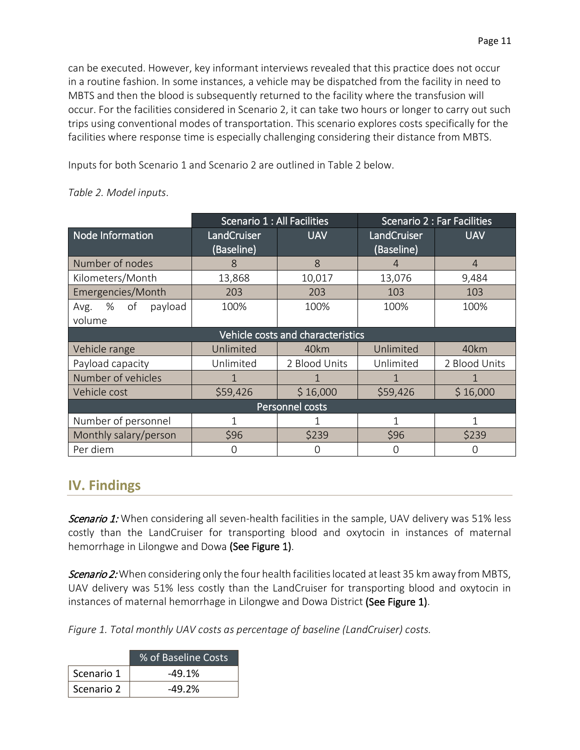can be executed. However, key informant interviews revealed that this practice does not occur in a routine fashion. In some instances, a vehicle may be dispatched from the facility in need to MBTS and then the blood is subsequently returned to the facility where the transfusion will occur. For the facilities considered in Scenario 2, it can take two hours or longer to carry out such trips using conventional modes of transportation. This scenario explores costs specifically for the facilities where response time is especially challenging considering their distance from MBTS.

Inputs for both Scenario 1 and Scenario 2 are outlined in Table 2 below.

*Table 2. Model inputs.*

| | Scenario 1 : All Facilities | | Scenario 2 : Far Facilities | |
|---|---|---|---|---|
| Node Information | LandCruiser (Baseline) | UAV | LandCruiser (Baseline) | UAV |
| Number of nodes | 8 | 8 | 4 | 4 |
| Kilometers/Month | 13,868 | 10,017 | 13,076 | 9,484 |
| Emergencies/Month | 203 | 203 | 103 | 103 |
| Avg. % of payload volume | 100% | 100% | 100% | 100% |
| Vehicle costs and characteristics | | | | |
| Vehicle range | Unlimited | 40km | Unlimited | 40km |
| Payload capacity | Unlimited | 2 Blood Units | Unlimited | 2 Blood Units |
| Number of vehicles | 1 | 1 | 1 | 1 |
| Vehicle cost | $59,426 | $ 16,000 | $59,426 | $ 16,000 |
| Personnel costs | | | | |
| Number of personnel | 1 | 1 | 1 | 1 |
| Monthly salary/person | $96 | $239 | $96 | $239 |
| Per diem | 0 | 0 | 0 | 0 |

## IV. Findings

***Scenario 1:*** When considering all seven-health facilities in the sample, UAV delivery was 51% less costly than the LandCruiser for transporting blood and oxytocin in instances of maternal hemorrhage in Lilongwe and Dowa **(See Figure 1)**.

***Scenario 2:*** When considering only the four health facilities located at least 35 km away from MBTS, UAV delivery was 51% less costly than the LandCruiser for transporting blood and oxytocin in instances of maternal hemorrhage in Lilongwe and Dowa District **(See Figure 1)**.

*Figure 1. Total monthly UAV costs as percentage of baseline (LandCruiser) costs.*

| | % of Baseline Costs |
|---|---|
| Scenario 1 | -49.1% |
| Scenario 2 | -49.2% |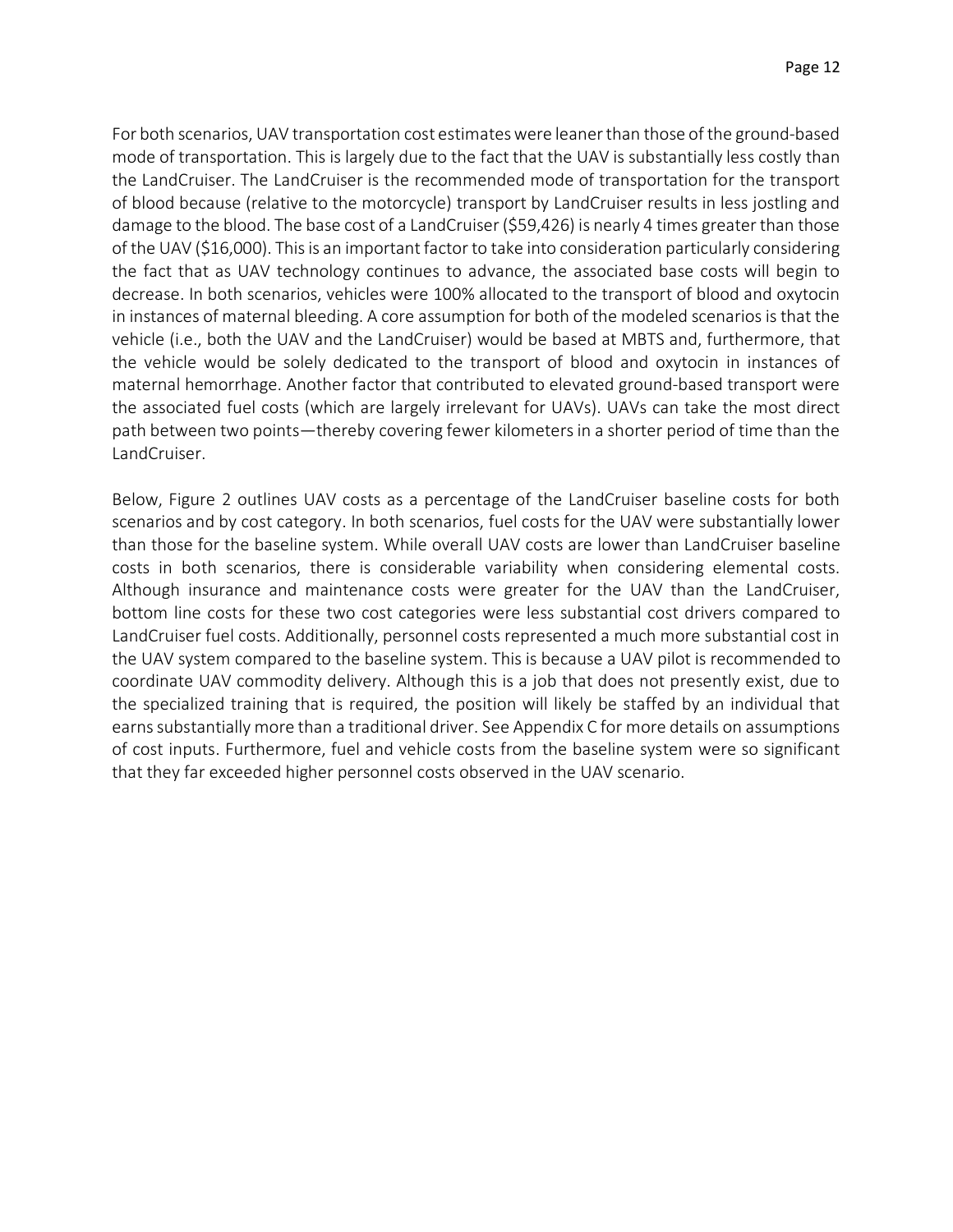For both scenarios, UAV transportation cost estimates were leaner than those of the ground-based mode of transportation. This is largely due to the fact that the UAV is substantially less costly than the LandCruiser. The LandCruiser is the recommended mode of transportation for the transport of blood because (relative to the motorcycle) transport by LandCruiser results in less jostling and damage to the blood. The base cost of a LandCruiser ($59,426) is nearly 4 times greater than those of the UAV ($16,000). This is an important factor to take into consideration particularly considering the fact that as UAV technology continues to advance, the associated base costs will begin to decrease. In both scenarios, vehicles were 100% allocated to the transport of blood and oxytocin in instances of maternal bleeding. A core assumption for both of the modeled scenarios is that the vehicle (i.e., both the UAV and the LandCruiser) would be based at MBTS and, furthermore, that the vehicle would be solely dedicated to the transport of blood and oxytocin in instances of maternal hemorrhage. Another factor that contributed to elevated ground-based transport were the associated fuel costs (which are largely irrelevant for UAVs). UAVs can take the most direct path between two points—thereby covering fewer kilometers in a shorter period of time than the LandCruiser.

Below, Figure 2 outlines UAV costs as a percentage of the LandCruiser baseline costs for both scenarios and by cost category. In both scenarios, fuel costs for the UAV were substantially lower than those for the baseline system. While overall UAV costs are lower than LandCruiser baseline costs in both scenarios, there is considerable variability when considering elemental costs. Although insurance and maintenance costs were greater for the UAV than the LandCruiser, bottom line costs for these two cost categories were less substantial cost drivers compared to LandCruiser fuel costs. Additionally, personnel costs represented a much more substantial cost in the UAV system compared to the baseline system. This is because a UAV pilot is recommended to coordinate UAV commodity delivery. Although this is a job that does not presently exist, due to the specialized training that is required, the position will likely be staffed by an individual that earns substantially more than a traditional driver. See Appendix C for more details on assumptions of cost inputs. Furthermore, fuel and vehicle costs from the baseline system were so significant that they far exceeded higher personnel costs observed in the UAV scenario.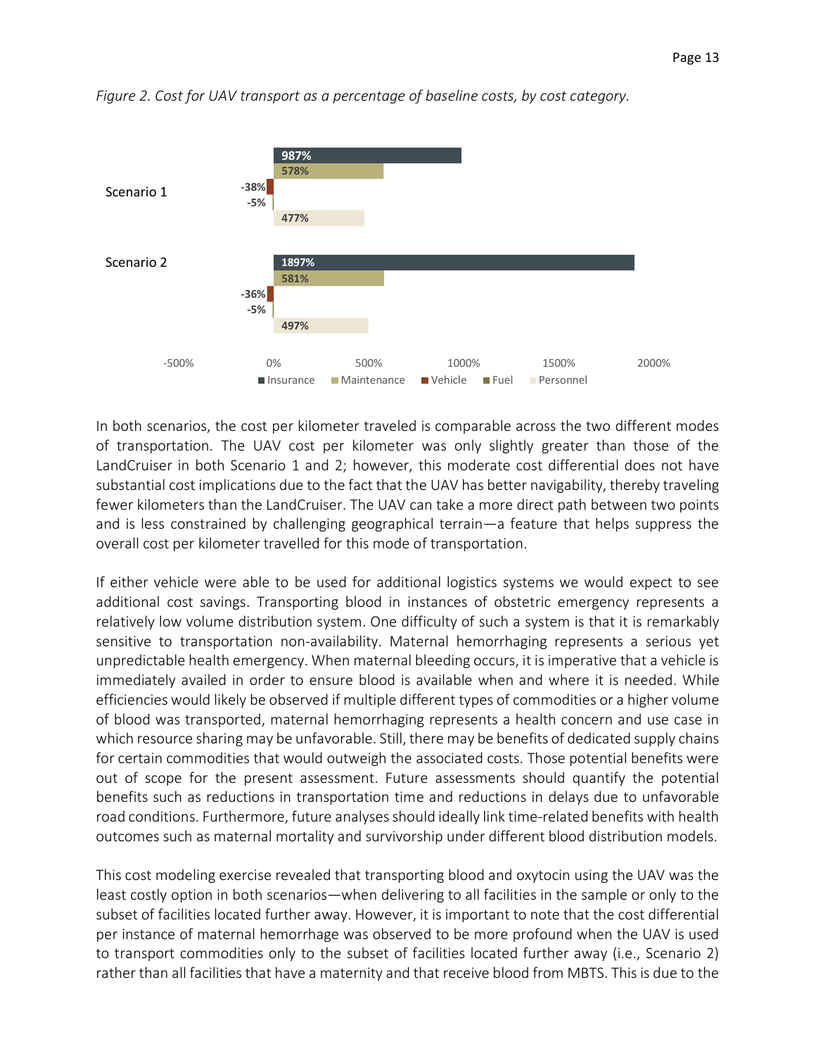*Figure 2. Cost for UAV transport as a percentage of baseline costs, by cost category.*

| | Insurance | Maintenance | Vehicle | Fuel | Personnel |
|---|---|---|---|---|---|
| Scenario 1 | 987% | 578% | -38% | -5% | 477% |
| Scenario 2 | 1897% | 581% | -36% | -5% | 497% |

In both scenarios, the cost per kilometer traveled is comparable across the two different modes of transportation. The UAV cost per kilometer was only slightly greater than those of the LandCruiser in both Scenario 1 and 2; however, this moderate cost differential does not have substantial cost implications due to the fact that the UAV has better navigability, thereby traveling fewer kilometers than the LandCruiser. The UAV can take a more direct path between two points and is less constrained by challenging geographical terrain—a feature that helps suppress the overall cost per kilometer travelled for this mode of transportation.

If either vehicle were able to be used for additional logistics systems we would expect to see additional cost savings. Transporting blood in instances of obstetric emergency represents a relatively low volume distribution system. One difficulty of such a system is that it is remarkably sensitive to transportation non-availability. Maternal hemorrhaging represents a serious yet unpredictable health emergency. When maternal bleeding occurs, it is imperative that a vehicle is immediately availed in order to ensure blood is available when and where it is needed. While efficiencies would likely be observed if multiple different types of commodities or a higher volume of blood was transported, maternal hemorrhaging represents a health concern and use case in which resource sharing may be unfavorable. Still, there may be benefits of dedicated supply chains for certain commodities that would outweigh the associated costs. Those potential benefits were out of scope for the present assessment. Future assessments should quantify the potential benefits such as reductions in transportation time and reductions in delays due to unfavorable road conditions. Furthermore, future analyses should ideally link time-related benefits with health outcomes such as maternal mortality and survivorship under different blood distribution models.

This cost modeling exercise revealed that transporting blood and oxytocin using the UAV was the least costly option in both scenarios—when delivering to all facilities in the sample or only to the subset of facilities located further away. However, it is important to note that the cost differential per instance of maternal hemorrhage was observed to be more profound when the UAV is used to transport commodities only to the subset of facilities located further away (i.e., Scenario 2) rather than all facilities that have a maternity and that receive blood from MBTS. This is due to the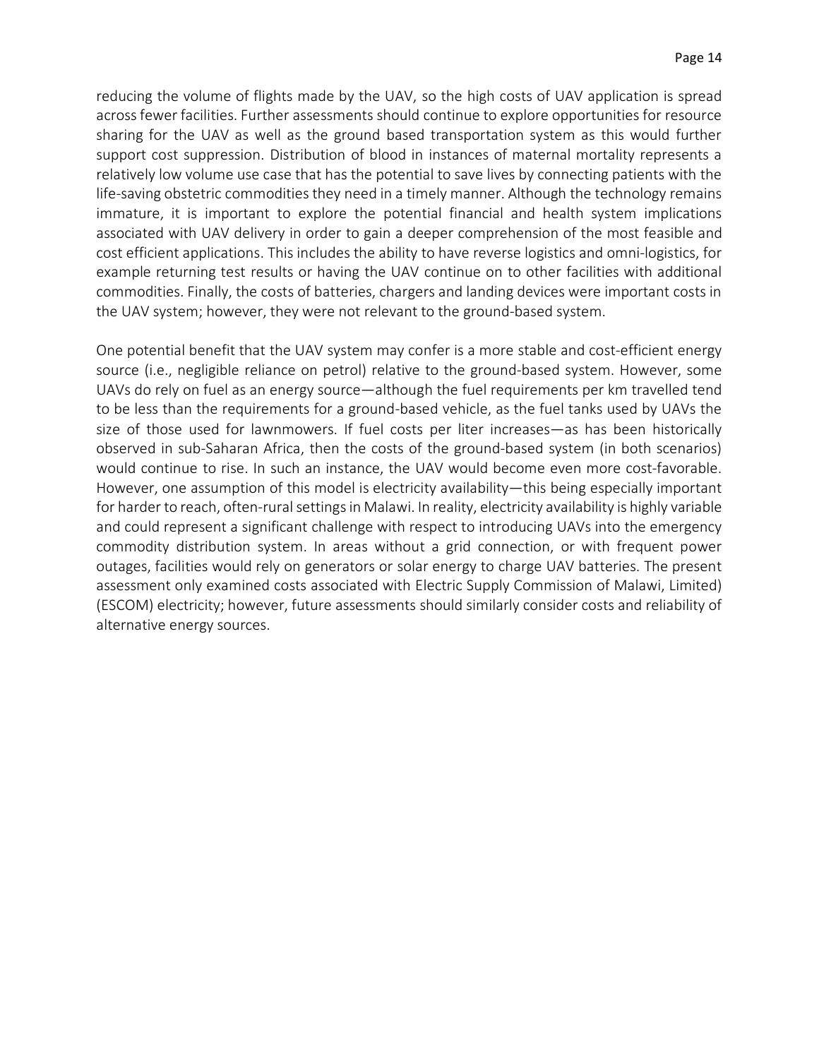reducing the volume of flights made by the UAV, so the high costs of UAV application is spread across fewer facilities. Further assessments should continue to explore opportunities for resource sharing for the UAV as well as the ground based transportation system as this would further support cost suppression. Distribution of blood in instances of maternal mortality represents a relatively low volume use case that has the potential to save lives by connecting patients with the life-saving obstetric commodities they need in a timely manner. Although the technology remains immature, it is important to explore the potential financial and health system implications associated with UAV delivery in order to gain a deeper comprehension of the most feasible and cost efficient applications. This includes the ability to have reverse logistics and omni-logistics, for example returning test results or having the UAV continue on to other facilities with additional commodities. Finally, the costs of batteries, chargers and landing devices were important costs in the UAV system; however, they were not relevant to the ground-based system.

One potential benefit that the UAV system may confer is a more stable and cost-efficient energy source (i.e., negligible reliance on petrol) relative to the ground-based system. However, some UAVs do rely on fuel as an energy source—although the fuel requirements per km travelled tend to be less than the requirements for a ground-based vehicle, as the fuel tanks used by UAVs the size of those used for lawnmowers. If fuel costs per liter increases—as has been historically observed in sub-Saharan Africa, then the costs of the ground-based system (in both scenarios) would continue to rise. In such an instance, the UAV would become even more cost-favorable. However, one assumption of this model is electricity availability—this being especially important for harder to reach, often-rural settings in Malawi. In reality, electricity availability is highly variable and could represent a significant challenge with respect to introducing UAVs into the emergency commodity distribution system. In areas without a grid connection, or with frequent power outages, facilities would rely on generators or solar energy to charge UAV batteries. The present assessment only examined costs associated with Electric Supply Commission of Malawi, Limited) (ESCOM) electricity; however, future assessments should similarly consider costs and reliability of alternative energy sources.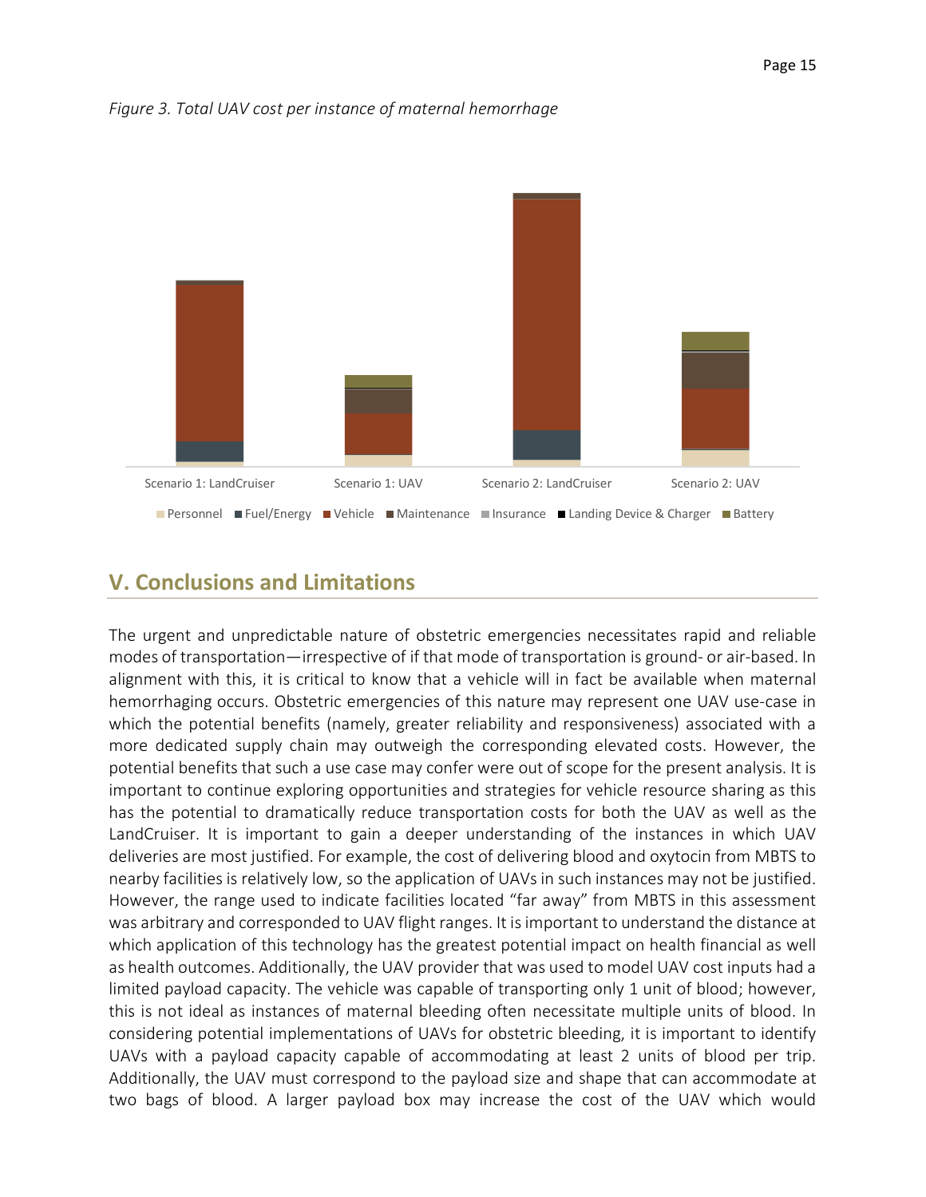*Figure 3. Total UAV cost per instance of maternal hemorrhage*

## V. Conclusions and Limitations

The urgent and unpredictable nature of obstetric emergencies necessitates rapid and reliable modes of transportation—irrespective of if that mode of transportation is ground- or air-based. In alignment with this, it is critical to know that a vehicle will in fact be available when maternal hemorrhaging occurs. Obstetric emergencies of this nature may represent one UAV use-case in which the potential benefits (namely, greater reliability and responsiveness) associated with a more dedicated supply chain may outweigh the corresponding elevated costs. However, the potential benefits that such a use case may confer were out of scope for the present analysis. It is important to continue exploring opportunities and strategies for vehicle resource sharing as this has the potential to dramatically reduce transportation costs for both the UAV as well as the LandCruiser. It is important to gain a deeper understanding of the instances in which UAV deliveries are most justified. For example, the cost of delivering blood and oxytocin from MBTS to nearby facilities is relatively low, so the application of UAVs in such instances may not be justified. However, the range used to indicate facilities located "far away" from MBTS in this assessment was arbitrary and corresponded to UAV flight ranges. It is important to understand the distance at which application of this technology has the greatest potential impact on health financial as well as health outcomes. Additionally, the UAV provider that was used to model UAV cost inputs had a limited payload capacity. The vehicle was capable of transporting only 1 unit of blood; however, this is not ideal as instances of maternal bleeding often necessitate multiple units of blood. In considering potential implementations of UAVs for obstetric bleeding, it is important to identify UAVs with a payload capacity capable of accommodating at least 2 units of blood per trip. Additionally, the UAV must correspond to the payload size and shape that can accommodate at two bags of blood. A larger payload box may increase the cost of the UAV which would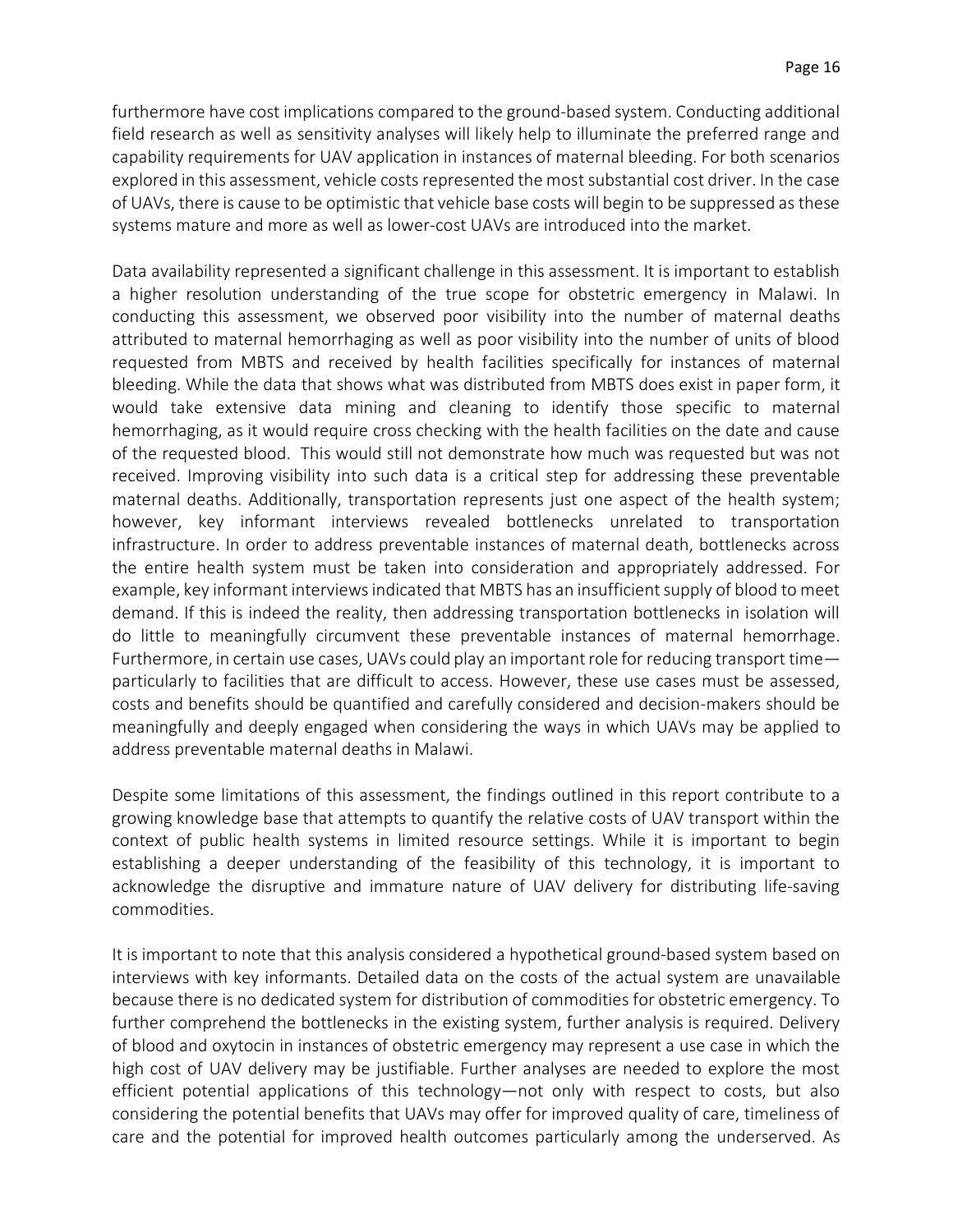furthermore have cost implications compared to the ground-based system. Conducting additional field research as well as sensitivity analyses will likely help to illuminate the preferred range and capability requirements for UAV application in instances of maternal bleeding. For both scenarios explored in this assessment, vehicle costs represented the most substantial cost driver. In the case of UAVs, there is cause to be optimistic that vehicle base costs will begin to be suppressed as these systems mature and more as well as lower-cost UAVs are introduced into the market.

Data availability represented a significant challenge in this assessment. It is important to establish a higher resolution understanding of the true scope for obstetric emergency in Malawi. In conducting this assessment, we observed poor visibility into the number of maternal deaths attributed to maternal hemorrhaging as well as poor visibility into the number of units of blood requested from MBTS and received by health facilities specifically for instances of maternal bleeding. While the data that shows what was distributed from MBTS does exist in paper form, it would take extensive data mining and cleaning to identify those specific to maternal hemorrhaging, as it would require cross checking with the health facilities on the date and cause of the requested blood. This would still not demonstrate how much was requested but was not received. Improving visibility into such data is a critical step for addressing these preventable maternal deaths. Additionally, transportation represents just one aspect of the health system; however, key informant interviews revealed bottlenecks unrelated to transportation infrastructure. In order to address preventable instances of maternal death, bottlenecks across the entire health system must be taken into consideration and appropriately addressed. For example, key informant interviews indicated that MBTS has an insufficient supply of blood to meet demand. If this is indeed the reality, then addressing transportation bottlenecks in isolation will do little to meaningfully circumvent these preventable instances of maternal hemorrhage. Furthermore, in certain use cases, UAVs could play an important role for reducing transport time—particularly to facilities that are difficult to access. However, these use cases must be assessed, costs and benefits should be quantified and carefully considered and decision-makers should be meaningfully and deeply engaged when considering the ways in which UAVs may be applied to address preventable maternal deaths in Malawi.

Despite some limitations of this assessment, the findings outlined in this report contribute to a growing knowledge base that attempts to quantify the relative costs of UAV transport within the context of public health systems in limited resource settings. While it is important to begin establishing a deeper understanding of the feasibility of this technology, it is important to acknowledge the disruptive and immature nature of UAV delivery for distributing life-saving commodities.

It is important to note that this analysis considered a hypothetical ground-based system based on interviews with key informants. Detailed data on the costs of the actual system are unavailable because there is no dedicated system for distribution of commodities for obstetric emergency. To further comprehend the bottlenecks in the existing system, further analysis is required. Delivery of blood and oxytocin in instances of obstetric emergency may represent a use case in which the high cost of UAV delivery may be justifiable. Further analyses are needed to explore the most efficient potential applications of this technology—not only with respect to costs, but also considering the potential benefits that UAVs may offer for improved quality of care, timeliness of care and the potential for improved health outcomes particularly among the underserved. As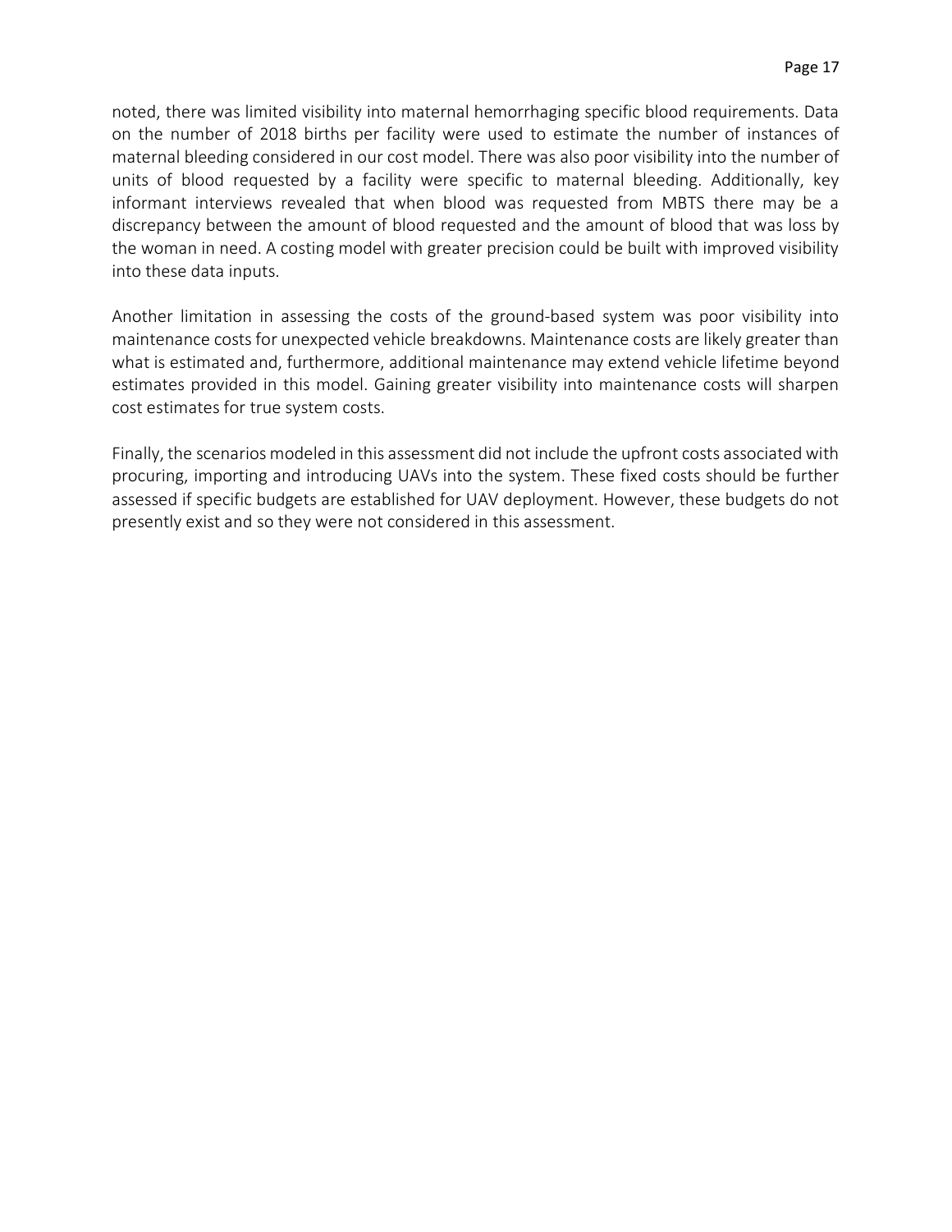noted, there was limited visibility into maternal hemorrhaging specific blood requirements. Data on the number of 2018 births per facility were used to estimate the number of instances of maternal bleeding considered in our cost model. There was also poor visibility into the number of units of blood requested by a facility were specific to maternal bleeding. Additionally, key informant interviews revealed that when blood was requested from MBTS there may be a discrepancy between the amount of blood requested and the amount of blood that was loss by the woman in need. A costing model with greater precision could be built with improved visibility into these data inputs.

Another limitation in assessing the costs of the ground-based system was poor visibility into maintenance costs for unexpected vehicle breakdowns. Maintenance costs are likely greater than what is estimated and, furthermore, additional maintenance may extend vehicle lifetime beyond estimates provided in this model. Gaining greater visibility into maintenance costs will sharpen cost estimates for true system costs.

Finally, the scenarios modeled in this assessment did not include the upfront costs associated with procuring, importing and introducing UAVs into the system. These fixed costs should be further assessed if specific budgets are established for UAV deployment. However, these budgets do not presently exist and so they were not considered in this assessment.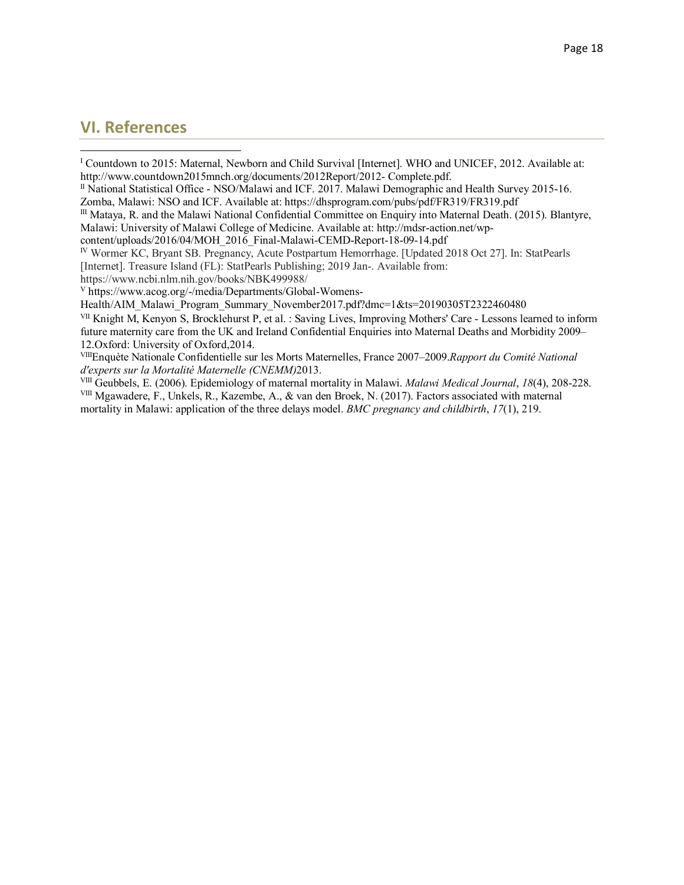## VI. References

[I] Countdown to 2015: Maternal, Newborn and Child Survival [Internet]. WHO and UNICEF, 2012. Available at: http://www.countdown2015mnch.org/documents/2012Report/2012- Complete.pdf.

[II] National Statistical Office - NSO/Malawi and ICF. 2017. Malawi Demographic and Health Survey 2015-16. Zomba, Malawi: NSO and ICF. Available at: https://dhsprogram.com/pubs/pdf/FR319/FR319.pdf

[III] Mataya, R. and the Malawi National Confidential Committee on Enquiry into Maternal Death. (2015). Blantyre, Malawi: University of Malawi College of Medicine. Available at: http://mdsr-action.net/wp-content/uploads/2016/04/MOH_2016_Final-Malawi-CEMD-Report-18-09-14.pdf

[IV] Wormer KC, Bryant SB. Pregnancy, Acute Postpartum Hemorrhage. [Updated 2018 Oct 27]. In: StatPearls [Internet]. Treasure Island (FL): StatPearls Publishing; 2019 Jan-. Available from: https://www.ncbi.nlm.nih.gov/books/NBK499988/

[V] https://www.acog.org/-/media/Departments/Global-Womens-Health/AIM_Malawi_Program_Summary_November2017.pdf?dmc=1&ts=20190305T2322460480

[VII] Knight M, Kenyon S, Brocklehurst P, et al. : Saving Lives, Improving Mothers' Care - Lessons learned to inform future maternity care from the UK and Ireland Confidential Enquiries into Maternal Deaths and Morbidity 2009–12.Oxford: University of Oxford,2014.

[VIII]Enquète Nationale Confidentielle sur les Morts Maternelles, France 2007–2009.*Rapport du Comité National d'experts sur la Mortalité Maternelle (CNEMM)*2013.

[VIII] Geubbels, E. (2006). Epidemiology of maternal mortality in Malawi. *Malawi Medical Journal*, *18*(4), 208-228.

[VIII] Mgawadere, F., Unkels, R., Kazembe, A., & van den Broek, N. (2017). Factors associated with maternal mortality in Malawi: application of the three delays model. *BMC pregnancy and childbirth*, *17*(1), 219.